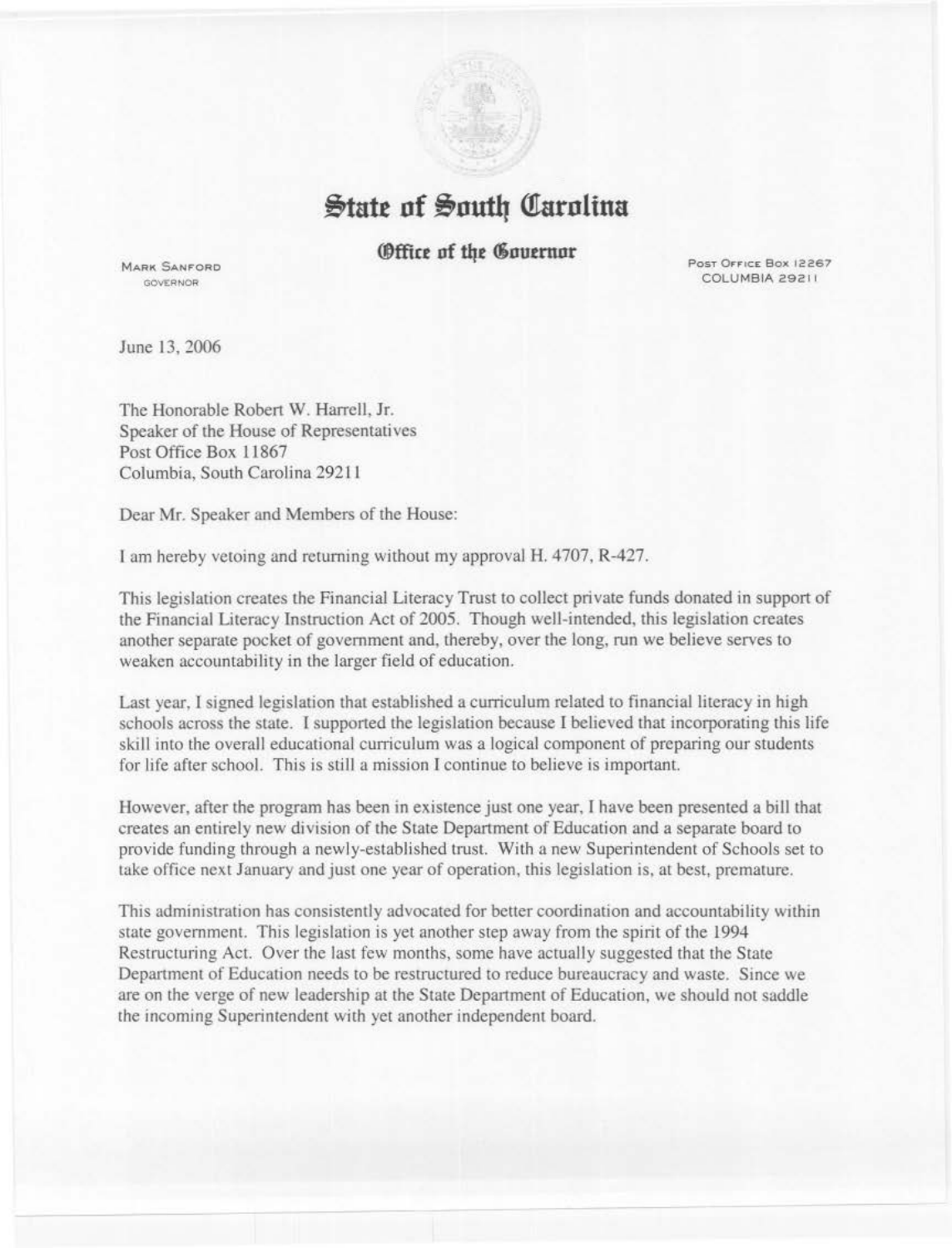# State of South Carolina

## Office of the Governor

MARK SANFORD
GOVERNOR

POST OFFICE BOX 12267
COLUMBIA 29211

June 13, 2006

The Honorable Robert W. Harrell, Jr.
Speaker of the House of Representatives
Post Office Box 11867
Columbia, South Carolina 29211

Dear Mr. Speaker and Members of the House:

I am hereby vetoing and returning without my approval H. 4707, R-427.

This legislation creates the Financial Literacy Trust to collect private funds donated in support of the Financial Literacy Instruction Act of 2005. Though well-intended, this legislation creates another separate pocket of government and, thereby, over the long, run we believe serves to weaken accountability in the larger field of education.

Last year, I signed legislation that established a curriculum related to financial literacy in high schools across the state. I supported the legislation because I believed that incorporating this life skill into the overall educational curriculum was a logical component of preparing our students for life after school. This is still a mission I continue to believe is important.

However, after the program has been in existence just one year, I have been presented a bill that creates an entirely new division of the State Department of Education and a separate board to provide funding through a newly-established trust. With a new Superintendent of Schools set to take office next January and just one year of operation, this legislation is, at best, premature.

This administration has consistently advocated for better coordination and accountability within state government. This legislation is yet another step away from the spirit of the 1994 Restructuring Act. Over the last few months, some have actually suggested that the State Department of Education needs to be restructured to reduce bureaucracy and waste. Since we are on the verge of new leadership at the State Department of Education, we should not saddle the incoming Superintendent with yet another independent board.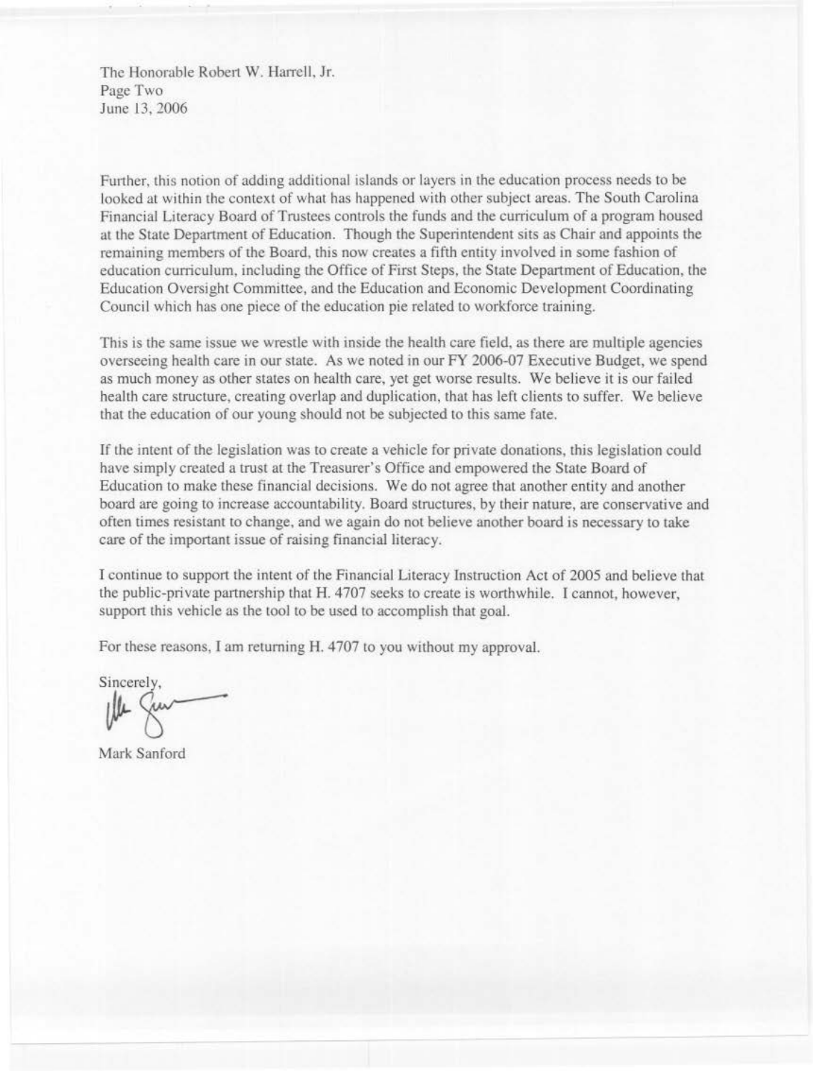The Honorable Robert W. Harrell, Jr.
Page Two
June 13, 2006

Further, this notion of adding additional islands or layers in the education process needs to be looked at within the context of what has happened with other subject areas. The South Carolina Financial Literacy Board of Trustees controls the funds and the curriculum of a program housed at the State Department of Education. Though the Superintendent sits as Chair and appoints the remaining members of the Board, this now creates a fifth entity involved in some fashion of education curriculum, including the Office of First Steps, the State Department of Education, the Education Oversight Committee, and the Education and Economic Development Coordinating Council which has one piece of the education pie related to workforce training.

This is the same issue we wrestle with inside the health care field, as there are multiple agencies overseeing health care in our state. As we noted in our FY 2006-07 Executive Budget, we spend as much money as other states on health care, yet get worse results. We believe it is our failed health care structure, creating overlap and duplication, that has left clients to suffer. We believe that the education of our young should not be subjected to this same fate.

If the intent of the legislation was to create a vehicle for private donations, this legislation could have simply created a trust at the Treasurer's Office and empowered the State Board of Education to make these financial decisions. We do not agree that another entity and another board are going to increase accountability. Board structures, by their nature, are conservative and often times resistant to change, and we again do not believe another board is necessary to take care of the important issue of raising financial literacy.

I continue to support the intent of the Financial Literacy Instruction Act of 2005 and believe that the public-private partnership that H. 4707 seeks to create is worthwhile. I cannot, however, support this vehicle as the tool to be used to accomplish that goal.

For these reasons, I am returning H. 4707 to you without my approval.

Sincerely,

Mark Sanford